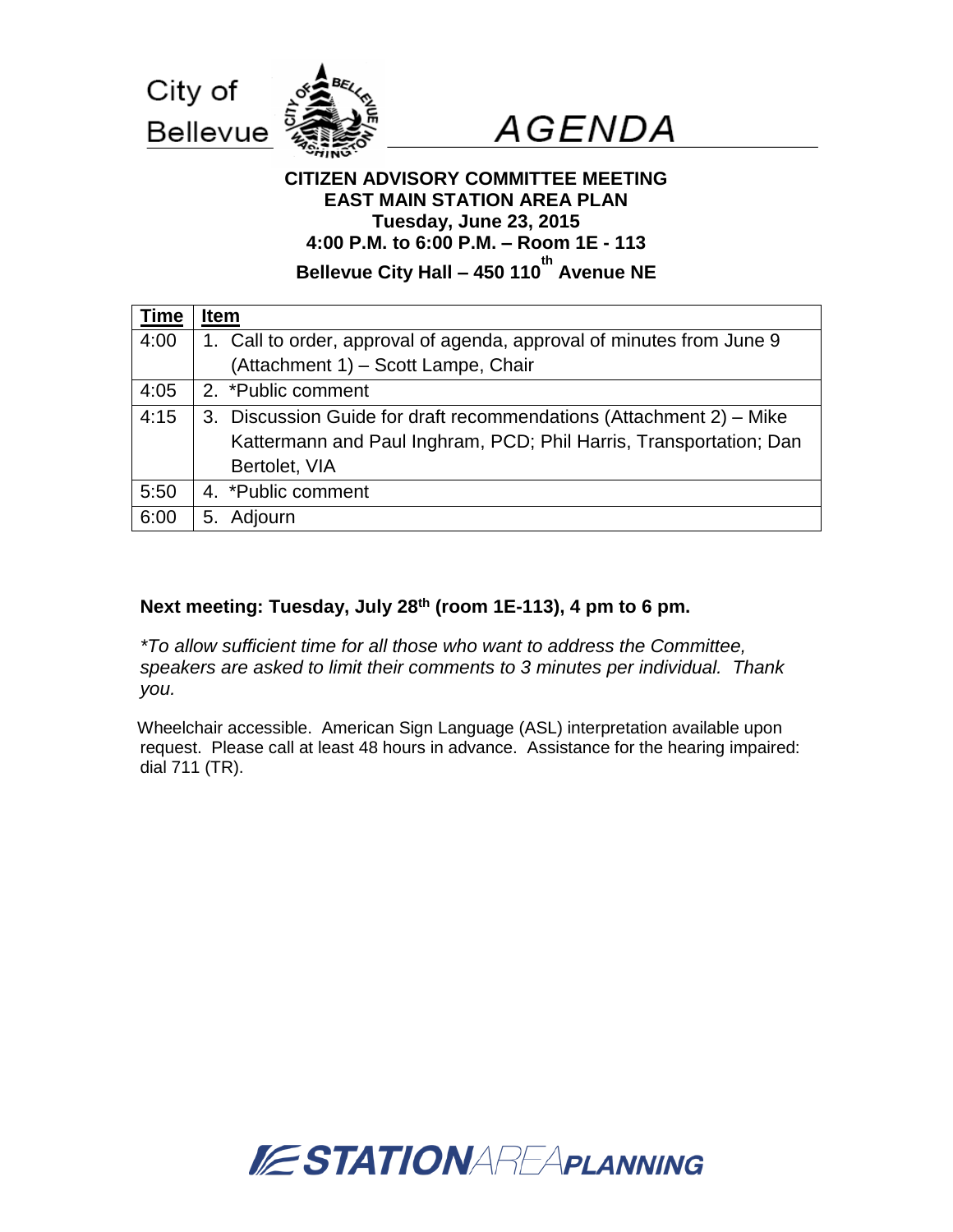City of Bellevue

# AGENDA

**CITIZEN ADVISORY COMMITTEE MEETING**
**EAST MAIN STATION AREA PLAN**
**Tuesday, June 23, 2015**
**4:00 P.M. to 6:00 P.M. – Room 1E - 113**
**Bellevue City Hall – 450 110th Avenue NE**

| Time | Item |
|---|---|
| 4:00 | 1. Call to order, approval of agenda, approval of minutes from June 9 (Attachment 1) – Scott Lampe, Chair |
| 4:05 | 2. *Public comment |
| 4:15 | 3. Discussion Guide for draft recommendations (Attachment 2) – Mike Kattermann and Paul Inghram, PCD; Phil Harris, Transportation; Dan Bertolet, VIA |
| 5:50 | 4. *Public comment |
| 6:00 | 5. Adjourn |

**Next meeting: Tuesday, July 28th (room 1E-113), 4 pm to 6 pm.**

*\*To allow sufficient time for all those who want to address the Committee, speakers are asked to limit their comments to 3 minutes per individual. Thank you.*

Wheelchair accessible. American Sign Language (ASL) interpretation available upon request. Please call at least 48 hours in advance. Assistance for the hearing impaired: dial 711 (TR).

STATION AREA PLANNING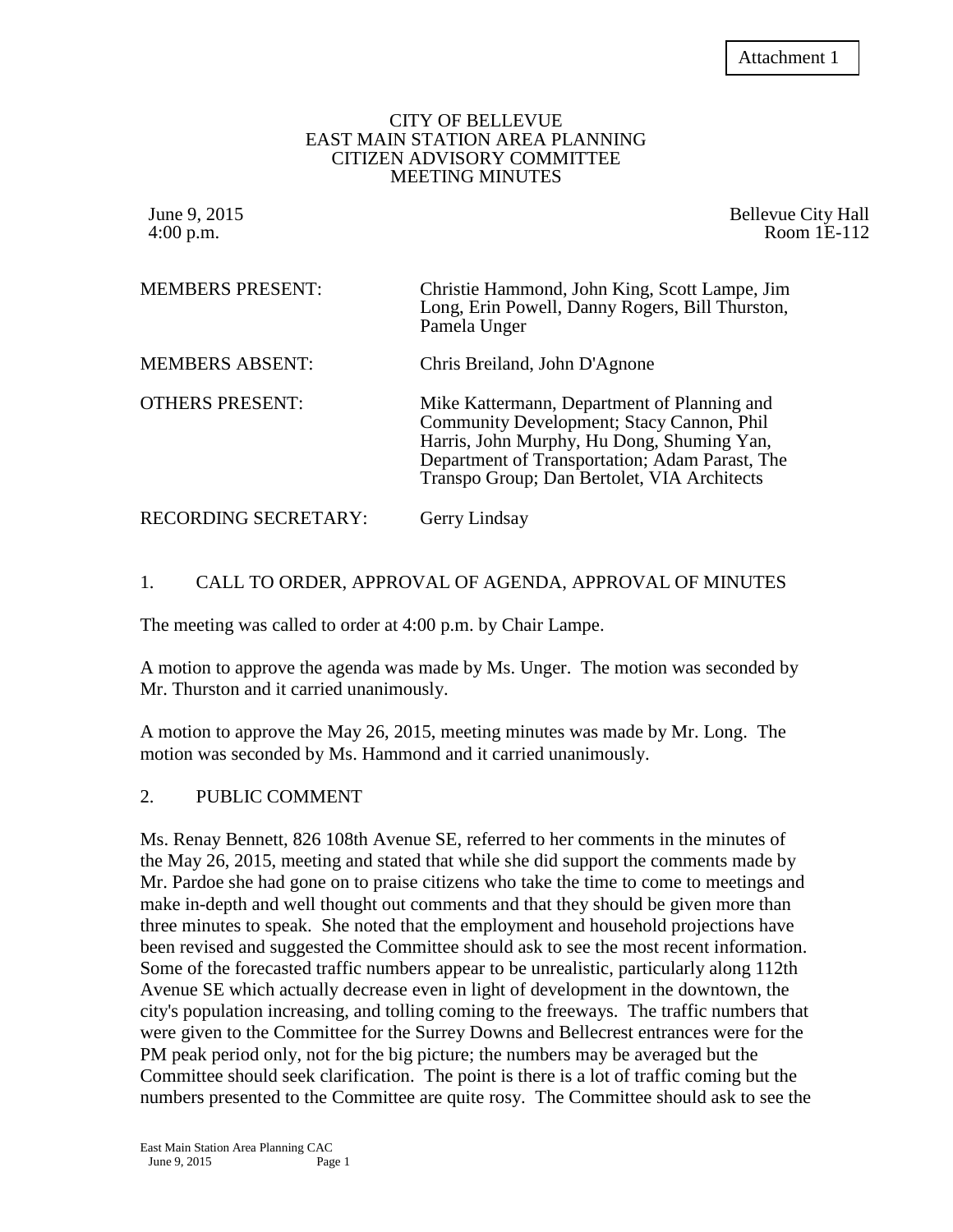Attachment 1

CITY OF BELLEVUE
EAST MAIN STATION AREA PLANNING
CITIZEN ADVISORY COMMITTEE
MEETING MINUTES

June 9, 2015
4:00 p.m.

Bellevue City Hall
Room 1E-112

| | |
|---|---|
| MEMBERS PRESENT: | Christie Hammond, John King, Scott Lampe, Jim Long, Erin Powell, Danny Rogers, Bill Thurston, Pamela Unger |
| MEMBERS ABSENT: | Chris Breiland, John D'Agnone |
| OTHERS PRESENT: | Mike Kattermann, Department of Planning and Community Development; Stacy Cannon, Phil Harris, John Murphy, Hu Dong, Shuming Yan, Department of Transportation; Adam Parast, The Transpo Group; Dan Bertolet, VIA Architects |
| RECORDING SECRETARY: | Gerry Lindsay |

## 1. CALL TO ORDER, APPROVAL OF AGENDA, APPROVAL OF MINUTES

The meeting was called to order at 4:00 p.m. by Chair Lampe.

A motion to approve the agenda was made by Ms. Unger. The motion was seconded by Mr. Thurston and it carried unanimously.

A motion to approve the May 26, 2015, meeting minutes was made by Mr. Long. The motion was seconded by Ms. Hammond and it carried unanimously.

## 2. PUBLIC COMMENT

Ms. Renay Bennett, 826 108th Avenue SE, referred to her comments in the minutes of the May 26, 2015, meeting and stated that while she did support the comments made by Mr. Pardoe she had gone on to praise citizens who take the time to come to meetings and make in-depth and well thought out comments and that they should be given more than three minutes to speak. She noted that the employment and household projections have been revised and suggested the Committee should ask to see the most recent information. Some of the forecasted traffic numbers appear to be unrealistic, particularly along 112th Avenue SE which actually decrease even in light of development in the downtown, the city's population increasing, and tolling coming to the freeways. The traffic numbers that were given to the Committee for the Surrey Downs and Bellecrest entrances were for the PM peak period only, not for the big picture; the numbers may be averaged but the Committee should seek clarification. The point is there is a lot of traffic coming but the numbers presented to the Committee are quite rosy. The Committee should ask to see the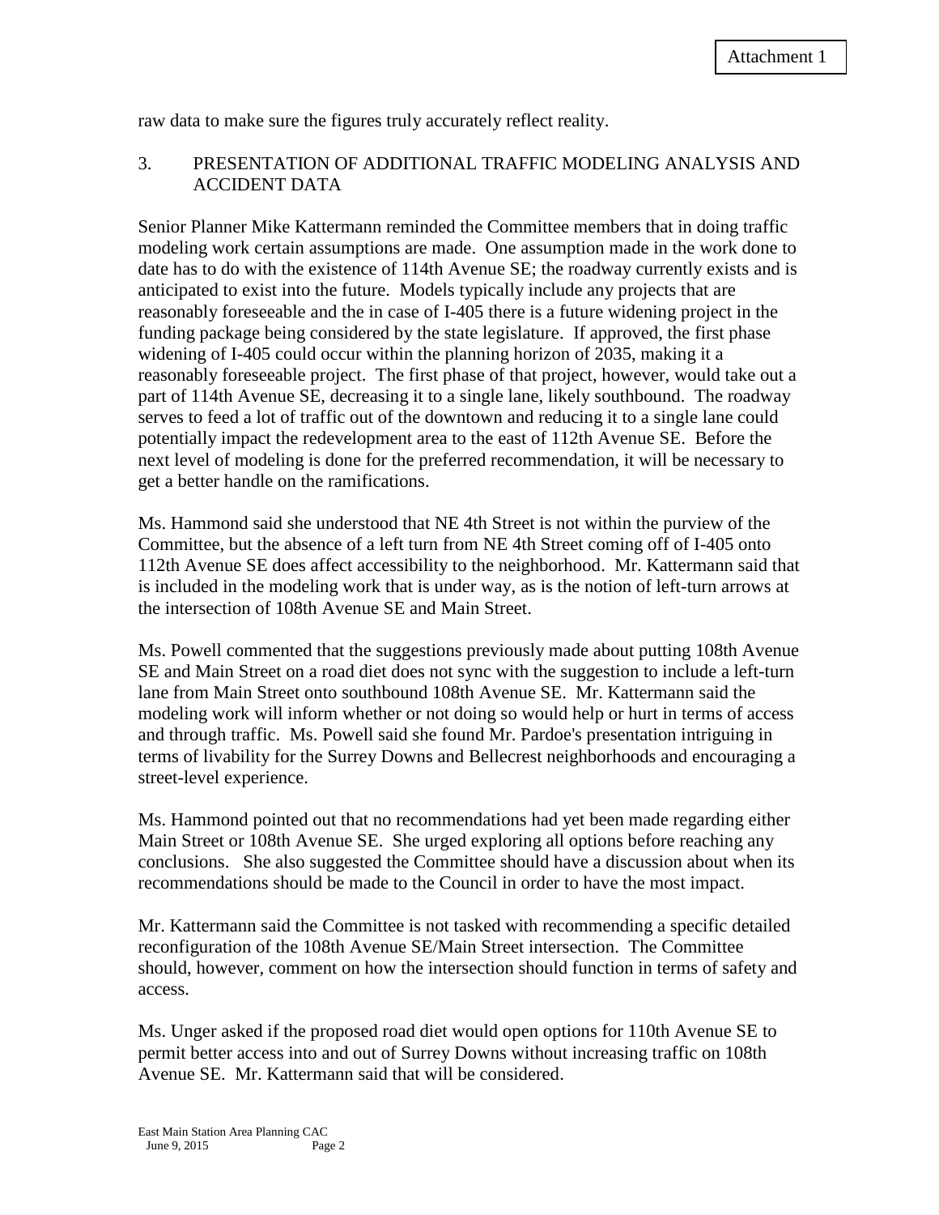raw data to make sure the figures truly accurately reflect reality.

3. PRESENTATION OF ADDITIONAL TRAFFIC MODELING ANALYSIS AND ACCIDENT DATA

Senior Planner Mike Kattermann reminded the Committee members that in doing traffic modeling work certain assumptions are made. One assumption made in the work done to date has to do with the existence of 114th Avenue SE; the roadway currently exists and is anticipated to exist into the future. Models typically include any projects that are reasonably foreseeable and the in case of I-405 there is a future widening project in the funding package being considered by the state legislature. If approved, the first phase widening of I-405 could occur within the planning horizon of 2035, making it a reasonably foreseeable project. The first phase of that project, however, would take out a part of 114th Avenue SE, decreasing it to a single lane, likely southbound. The roadway serves to feed a lot of traffic out of the downtown and reducing it to a single lane could potentially impact the redevelopment area to the east of 112th Avenue SE. Before the next level of modeling is done for the preferred recommendation, it will be necessary to get a better handle on the ramifications.

Ms. Hammond said she understood that NE 4th Street is not within the purview of the Committee, but the absence of a left turn from NE 4th Street coming off of I-405 onto 112th Avenue SE does affect accessibility to the neighborhood. Mr. Kattermann said that is included in the modeling work that is under way, as is the notion of left-turn arrows at the intersection of 108th Avenue SE and Main Street.

Ms. Powell commented that the suggestions previously made about putting 108th Avenue SE and Main Street on a road diet does not sync with the suggestion to include a left-turn lane from Main Street onto southbound 108th Avenue SE. Mr. Kattermann said the modeling work will inform whether or not doing so would help or hurt in terms of access and through traffic. Ms. Powell said she found Mr. Pardoe's presentation intriguing in terms of livability for the Surrey Downs and Bellecrest neighborhoods and encouraging a street-level experience.

Ms. Hammond pointed out that no recommendations had yet been made regarding either Main Street or 108th Avenue SE. She urged exploring all options before reaching any conclusions. She also suggested the Committee should have a discussion about when its recommendations should be made to the Council in order to have the most impact.

Mr. Kattermann said the Committee is not tasked with recommending a specific detailed reconfiguration of the 108th Avenue SE/Main Street intersection. The Committee should, however, comment on how the intersection should function in terms of safety and access.

Ms. Unger asked if the proposed road diet would open options for 110th Avenue SE to permit better access into and out of Surrey Downs without increasing traffic on 108th Avenue SE. Mr. Kattermann said that will be considered.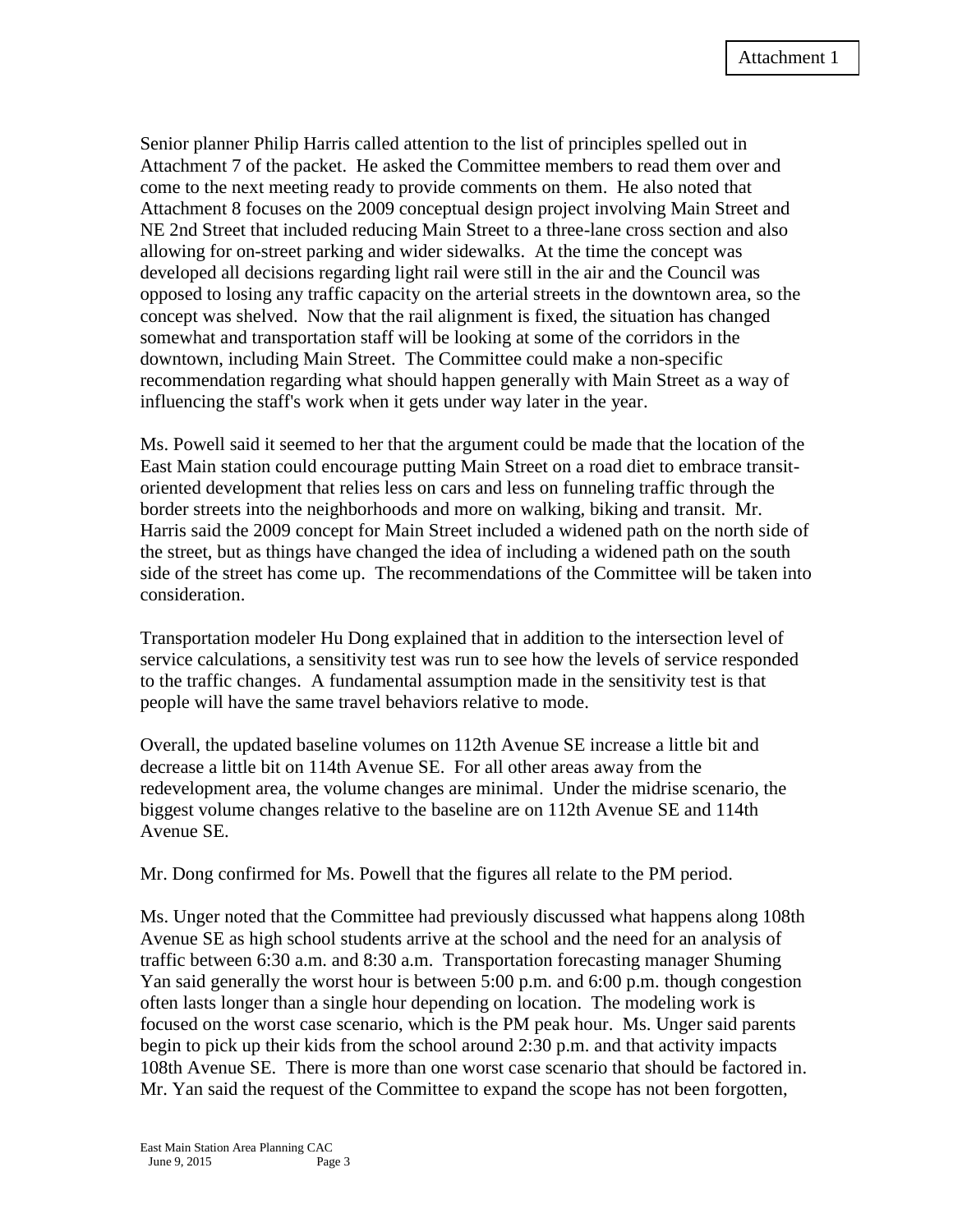Senior planner Philip Harris called attention to the list of principles spelled out in Attachment 7 of the packet. He asked the Committee members to read them over and come to the next meeting ready to provide comments on them. He also noted that Attachment 8 focuses on the 2009 conceptual design project involving Main Street and NE 2nd Street that included reducing Main Street to a three-lane cross section and also allowing for on-street parking and wider sidewalks. At the time the concept was developed all decisions regarding light rail were still in the air and the Council was opposed to losing any traffic capacity on the arterial streets in the downtown area, so the concept was shelved. Now that the rail alignment is fixed, the situation has changed somewhat and transportation staff will be looking at some of the corridors in the downtown, including Main Street. The Committee could make a non-specific recommendation regarding what should happen generally with Main Street as a way of influencing the staff's work when it gets under way later in the year.

Ms. Powell said it seemed to her that the argument could be made that the location of the East Main station could encourage putting Main Street on a road diet to embrace transit-oriented development that relies less on cars and less on funneling traffic through the border streets into the neighborhoods and more on walking, biking and transit. Mr. Harris said the 2009 concept for Main Street included a widened path on the north side of the street, but as things have changed the idea of including a widened path on the south side of the street has come up. The recommendations of the Committee will be taken into consideration.

Transportation modeler Hu Dong explained that in addition to the intersection level of service calculations, a sensitivity test was run to see how the levels of service responded to the traffic changes. A fundamental assumption made in the sensitivity test is that people will have the same travel behaviors relative to mode.

Overall, the updated baseline volumes on 112th Avenue SE increase a little bit and decrease a little bit on 114th Avenue SE. For all other areas away from the redevelopment area, the volume changes are minimal. Under the midrise scenario, the biggest volume changes relative to the baseline are on 112th Avenue SE and 114th Avenue SE.

Mr. Dong confirmed for Ms. Powell that the figures all relate to the PM period.

Ms. Unger noted that the Committee had previously discussed what happens along 108th Avenue SE as high school students arrive at the school and the need for an analysis of traffic between 6:30 a.m. and 8:30 a.m. Transportation forecasting manager Shuming Yan said generally the worst hour is between 5:00 p.m. and 6:00 p.m. though congestion often lasts longer than a single hour depending on location. The modeling work is focused on the worst case scenario, which is the PM peak hour. Ms. Unger said parents begin to pick up their kids from the school around 2:30 p.m. and that activity impacts 108th Avenue SE. There is more than one worst case scenario that should be factored in. Mr. Yan said the request of the Committee to expand the scope has not been forgotten,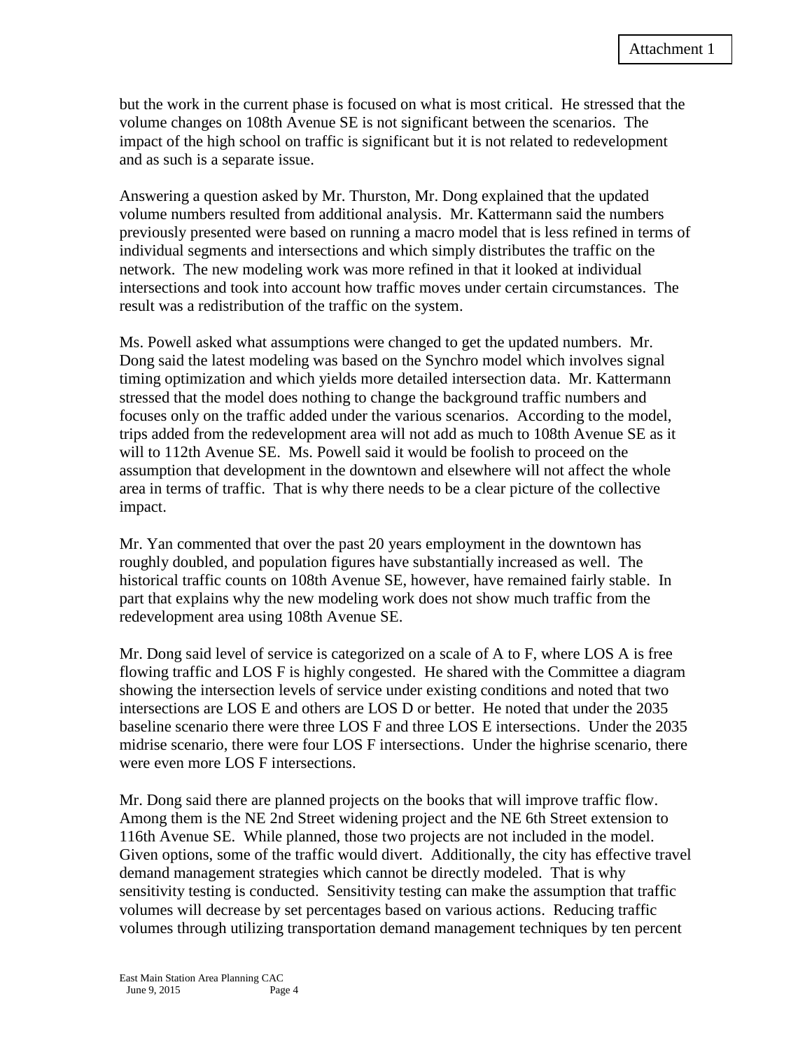but the work in the current phase is focused on what is most critical. He stressed that the volume changes on 108th Avenue SE is not significant between the scenarios. The impact of the high school on traffic is significant but it is not related to redevelopment and as such is a separate issue.

Answering a question asked by Mr. Thurston, Mr. Dong explained that the updated volume numbers resulted from additional analysis. Mr. Kattermann said the numbers previously presented were based on running a macro model that is less refined in terms of individual segments and intersections and which simply distributes the traffic on the network. The new modeling work was more refined in that it looked at individual intersections and took into account how traffic moves under certain circumstances. The result was a redistribution of the traffic on the system.

Ms. Powell asked what assumptions were changed to get the updated numbers. Mr. Dong said the latest modeling was based on the Synchro model which involves signal timing optimization and which yields more detailed intersection data. Mr. Kattermann stressed that the model does nothing to change the background traffic numbers and focuses only on the traffic added under the various scenarios. According to the model, trips added from the redevelopment area will not add as much to 108th Avenue SE as it will to 112th Avenue SE. Ms. Powell said it would be foolish to proceed on the assumption that development in the downtown and elsewhere will not affect the whole area in terms of traffic. That is why there needs to be a clear picture of the collective impact.

Mr. Yan commented that over the past 20 years employment in the downtown has roughly doubled, and population figures have substantially increased as well. The historical traffic counts on 108th Avenue SE, however, have remained fairly stable. In part that explains why the new modeling work does not show much traffic from the redevelopment area using 108th Avenue SE.

Mr. Dong said level of service is categorized on a scale of A to F, where LOS A is free flowing traffic and LOS F is highly congested. He shared with the Committee a diagram showing the intersection levels of service under existing conditions and noted that two intersections are LOS E and others are LOS D or better. He noted that under the 2035 baseline scenario there were three LOS F and three LOS E intersections. Under the 2035 midrise scenario, there were four LOS F intersections. Under the highrise scenario, there were even more LOS F intersections.

Mr. Dong said there are planned projects on the books that will improve traffic flow. Among them is the NE 2nd Street widening project and the NE 6th Street extension to 116th Avenue SE. While planned, those two projects are not included in the model. Given options, some of the traffic would divert. Additionally, the city has effective travel demand management strategies which cannot be directly modeled. That is why sensitivity testing is conducted. Sensitivity testing can make the assumption that traffic volumes will decrease by set percentages based on various actions. Reducing traffic volumes through utilizing transportation demand management techniques by ten percent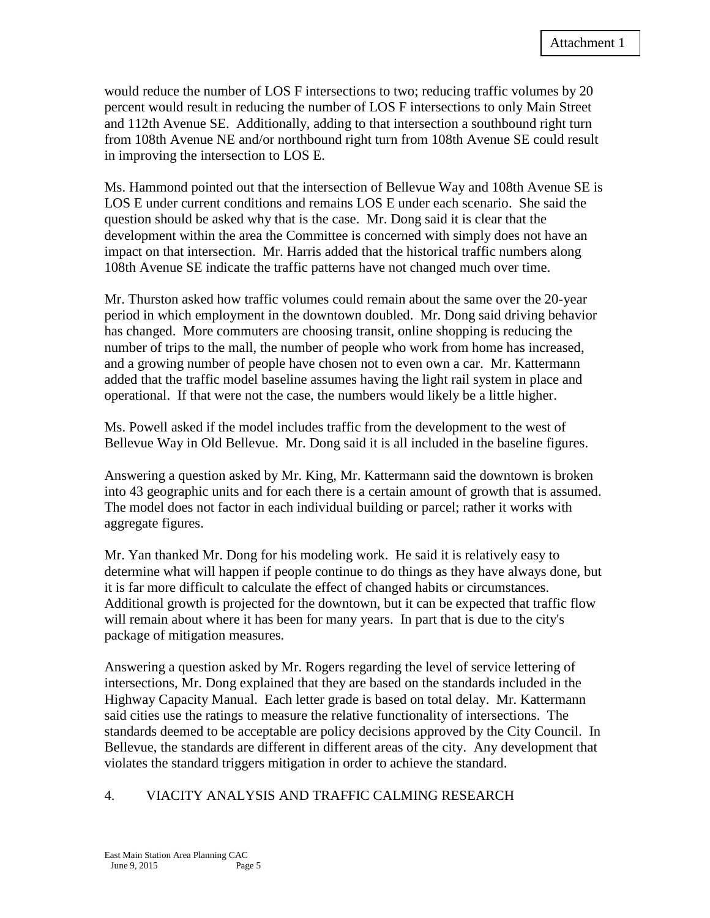would reduce the number of LOS F intersections to two; reducing traffic volumes by 20 percent would result in reducing the number of LOS F intersections to only Main Street and 112th Avenue SE. Additionally, adding to that intersection a southbound right turn from 108th Avenue NE and/or northbound right turn from 108th Avenue SE could result in improving the intersection to LOS E.

Ms. Hammond pointed out that the intersection of Bellevue Way and 108th Avenue SE is LOS E under current conditions and remains LOS E under each scenario. She said the question should be asked why that is the case. Mr. Dong said it is clear that the development within the area the Committee is concerned with simply does not have an impact on that intersection. Mr. Harris added that the historical traffic numbers along 108th Avenue SE indicate the traffic patterns have not changed much over time.

Mr. Thurston asked how traffic volumes could remain about the same over the 20-year period in which employment in the downtown doubled. Mr. Dong said driving behavior has changed. More commuters are choosing transit, online shopping is reducing the number of trips to the mall, the number of people who work from home has increased, and a growing number of people have chosen not to even own a car. Mr. Kattermann added that the traffic model baseline assumes having the light rail system in place and operational. If that were not the case, the numbers would likely be a little higher.

Ms. Powell asked if the model includes traffic from the development to the west of Bellevue Way in Old Bellevue. Mr. Dong said it is all included in the baseline figures.

Answering a question asked by Mr. King, Mr. Kattermann said the downtown is broken into 43 geographic units and for each there is a certain amount of growth that is assumed. The model does not factor in each individual building or parcel; rather it works with aggregate figures.

Mr. Yan thanked Mr. Dong for his modeling work. He said it is relatively easy to determine what will happen if people continue to do things as they have always done, but it is far more difficult to calculate the effect of changed habits or circumstances. Additional growth is projected for the downtown, but it can be expected that traffic flow will remain about where it has been for many years. In part that is due to the city's package of mitigation measures.

Answering a question asked by Mr. Rogers regarding the level of service lettering of intersections, Mr. Dong explained that they are based on the standards included in the Highway Capacity Manual. Each letter grade is based on total delay. Mr. Kattermann said cities use the ratings to measure the relative functionality of intersections. The standards deemed to be acceptable are policy decisions approved by the City Council. In Bellevue, the standards are different in different areas of the city. Any development that violates the standard triggers mitigation in order to achieve the standard.

## 4. VIACITY ANALYSIS AND TRAFFIC CALMING RESEARCH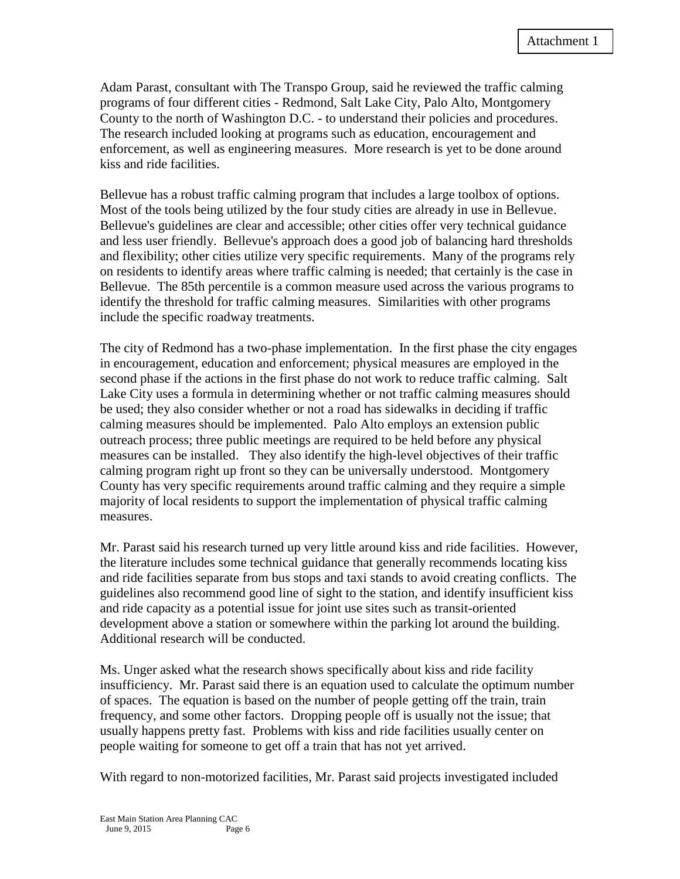Adam Parast, consultant with The Transpo Group, said he reviewed the traffic calming programs of four different cities - Redmond, Salt Lake City, Palo Alto, Montgomery County to the north of Washington D.C. - to understand their policies and procedures. The research included looking at programs such as education, encouragement and enforcement, as well as engineering measures. More research is yet to be done around kiss and ride facilities.

Bellevue has a robust traffic calming program that includes a large toolbox of options. Most of the tools being utilized by the four study cities are already in use in Bellevue. Bellevue's guidelines are clear and accessible; other cities offer very technical guidance and less user friendly. Bellevue's approach does a good job of balancing hard thresholds and flexibility; other cities utilize very specific requirements. Many of the programs rely on residents to identify areas where traffic calming is needed; that certainly is the case in Bellevue. The 85th percentile is a common measure used across the various programs to identify the threshold for traffic calming measures. Similarities with other programs include the specific roadway treatments.

The city of Redmond has a two-phase implementation. In the first phase the city engages in encouragement, education and enforcement; physical measures are employed in the second phase if the actions in the first phase do not work to reduce traffic calming. Salt Lake City uses a formula in determining whether or not traffic calming measures should be used; they also consider whether or not a road has sidewalks in deciding if traffic calming measures should be implemented. Palo Alto employs an extension public outreach process; three public meetings are required to be held before any physical measures can be installed. They also identify the high-level objectives of their traffic calming program right up front so they can be universally understood. Montgomery County has very specific requirements around traffic calming and they require a simple majority of local residents to support the implementation of physical traffic calming measures.

Mr. Parast said his research turned up very little around kiss and ride facilities. However, the literature includes some technical guidance that generally recommends locating kiss and ride facilities separate from bus stops and taxi stands to avoid creating conflicts. The guidelines also recommend good line of sight to the station, and identify insufficient kiss and ride capacity as a potential issue for joint use sites such as transit-oriented development above a station or somewhere within the parking lot around the building. Additional research will be conducted.

Ms. Unger asked what the research shows specifically about kiss and ride facility insufficiency. Mr. Parast said there is an equation used to calculate the optimum number of spaces. The equation is based on the number of people getting off the train, train frequency, and some other factors. Dropping people off is usually not the issue; that usually happens pretty fast. Problems with kiss and ride facilities usually center on people waiting for someone to get off a train that has not yet arrived.

With regard to non-motorized facilities, Mr. Parast said projects investigated included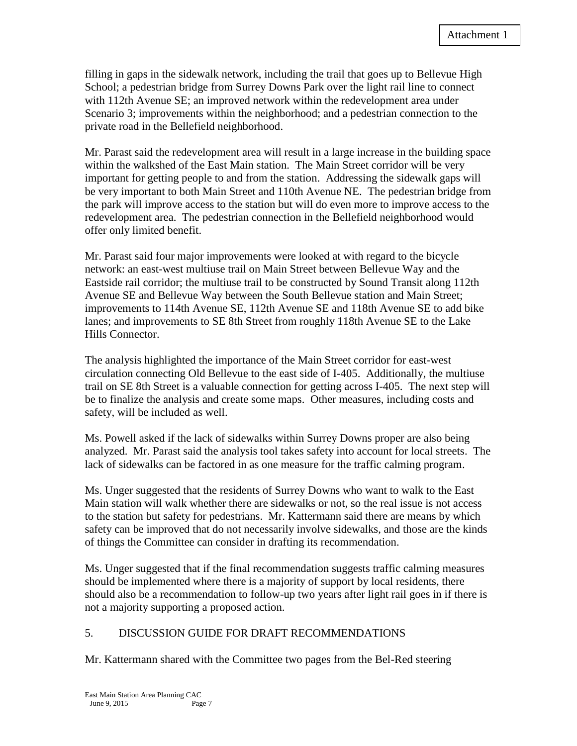filling in gaps in the sidewalk network, including the trail that goes up to Bellevue High School; a pedestrian bridge from Surrey Downs Park over the light rail line to connect with 112th Avenue SE; an improved network within the redevelopment area under Scenario 3; improvements within the neighborhood; and a pedestrian connection to the private road in the Bellefield neighborhood.

Mr. Parast said the redevelopment area will result in a large increase in the building space within the walkshed of the East Main station. The Main Street corridor will be very important for getting people to and from the station. Addressing the sidewalk gaps will be very important to both Main Street and 110th Avenue NE. The pedestrian bridge from the park will improve access to the station but will do even more to improve access to the redevelopment area. The pedestrian connection in the Bellefield neighborhood would offer only limited benefit.

Mr. Parast said four major improvements were looked at with regard to the bicycle network: an east-west multiuse trail on Main Street between Bellevue Way and the Eastside rail corridor; the multiuse trail to be constructed by Sound Transit along 112th Avenue SE and Bellevue Way between the South Bellevue station and Main Street; improvements to 114th Avenue SE, 112th Avenue SE and 118th Avenue SE to add bike lanes; and improvements to SE 8th Street from roughly 118th Avenue SE to the Lake Hills Connector.

The analysis highlighted the importance of the Main Street corridor for east-west circulation connecting Old Bellevue to the east side of I-405. Additionally, the multiuse trail on SE 8th Street is a valuable connection for getting across I-405. The next step will be to finalize the analysis and create some maps. Other measures, including costs and safety, will be included as well.

Ms. Powell asked if the lack of sidewalks within Surrey Downs proper are also being analyzed. Mr. Parast said the analysis tool takes safety into account for local streets. The lack of sidewalks can be factored in as one measure for the traffic calming program.

Ms. Unger suggested that the residents of Surrey Downs who want to walk to the East Main station will walk whether there are sidewalks or not, so the real issue is not access to the station but safety for pedestrians. Mr. Kattermann said there are means by which safety can be improved that do not necessarily involve sidewalks, and those are the kinds of things the Committee can consider in drafting its recommendation.

Ms. Unger suggested that if the final recommendation suggests traffic calming measures should be implemented where there is a majority of support by local residents, there should also be a recommendation to follow-up two years after light rail goes in if there is not a majority supporting a proposed action.

## 5. DISCUSSION GUIDE FOR DRAFT RECOMMENDATIONS

Mr. Kattermann shared with the Committee two pages from the Bel-Red steering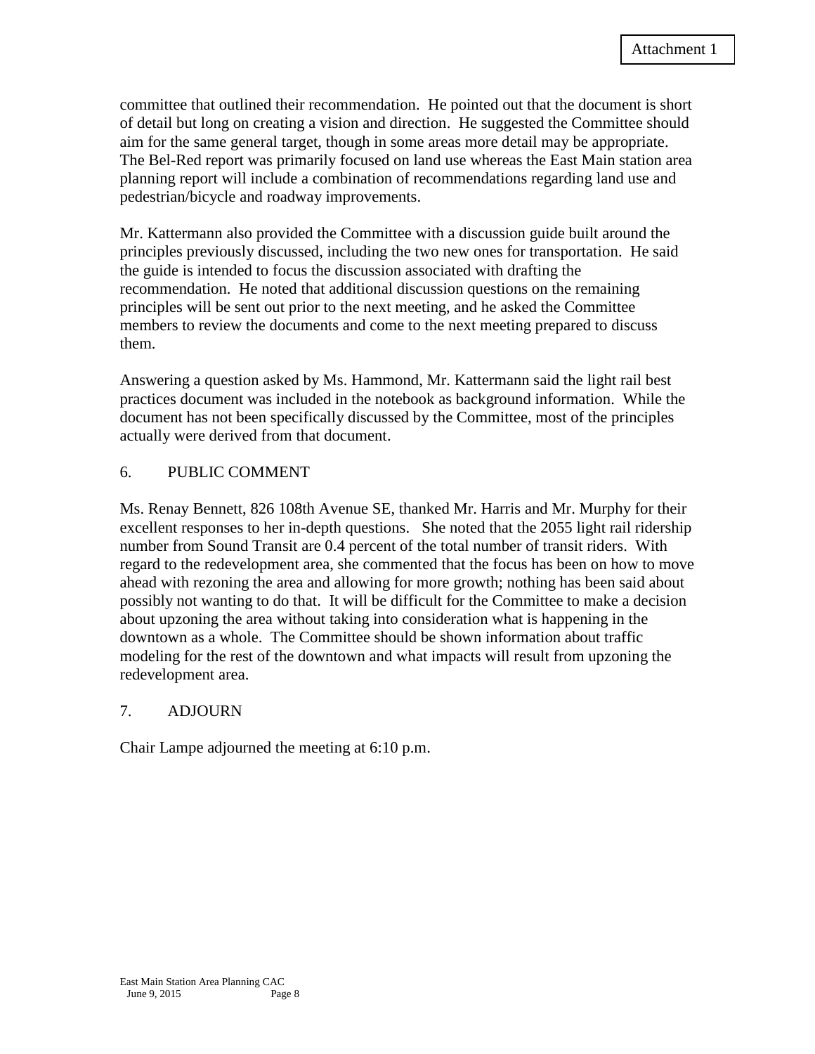committee that outlined their recommendation. He pointed out that the document is short of detail but long on creating a vision and direction. He suggested the Committee should aim for the same general target, though in some areas more detail may be appropriate. The Bel-Red report was primarily focused on land use whereas the East Main station area planning report will include a combination of recommendations regarding land use and pedestrian/bicycle and roadway improvements.

Mr. Kattermann also provided the Committee with a discussion guide built around the principles previously discussed, including the two new ones for transportation. He said the guide is intended to focus the discussion associated with drafting the recommendation. He noted that additional discussion questions on the remaining principles will be sent out prior to the next meeting, and he asked the Committee members to review the documents and come to the next meeting prepared to discuss them.

Answering a question asked by Ms. Hammond, Mr. Kattermann said the light rail best practices document was included in the notebook as background information. While the document has not been specifically discussed by the Committee, most of the principles actually were derived from that document.

6. PUBLIC COMMENT

Ms. Renay Bennett, 826 108th Avenue SE, thanked Mr. Harris and Mr. Murphy for their excellent responses to her in-depth questions. She noted that the 2055 light rail ridership number from Sound Transit are 0.4 percent of the total number of transit riders. With regard to the redevelopment area, she commented that the focus has been on how to move ahead with rezoning the area and allowing for more growth; nothing has been said about possibly not wanting to do that. It will be difficult for the Committee to make a decision about upzoning the area without taking into consideration what is happening in the downtown as a whole. The Committee should be shown information about traffic modeling for the rest of the downtown and what impacts will result from upzoning the redevelopment area.

7. ADJOURN

Chair Lampe adjourned the meeting at 6:10 p.m.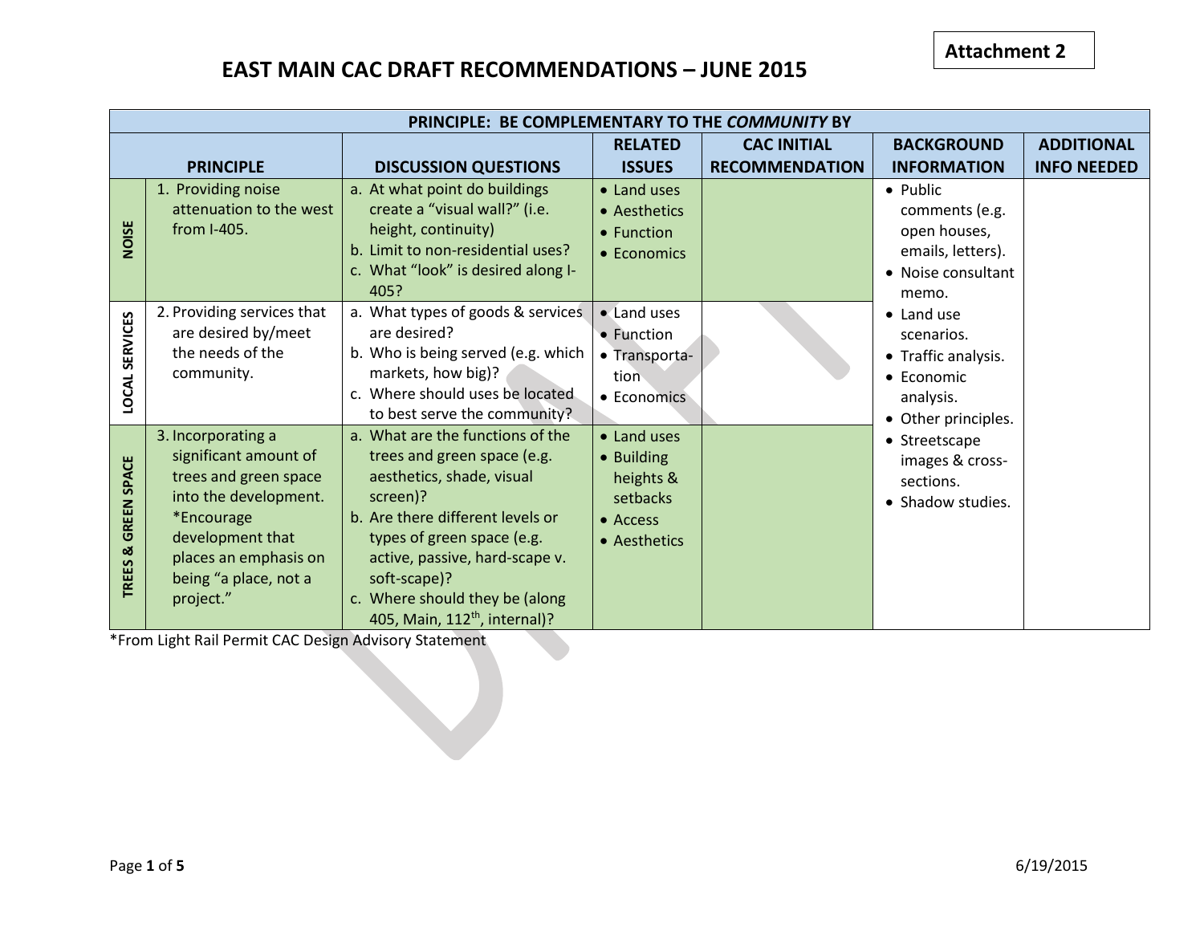Attachment 2

# EAST MAIN CAC DRAFT RECOMMENDATIONS – JUNE 2015

| PRINCIPLE: BE COMPLEMENTARY TO THE *COMMUNITY* BY | | | | | | |
|---|---|---|---|---|---|---|
| | **PRINCIPLE** | **DISCUSSION QUESTIONS** | **RELATED ISSUES** | **CAC INITIAL RECOMMENDATION** | **BACKGROUND INFORMATION** | **ADDITIONAL INFO NEEDED** |
| **NOISE** | 1. Providing noise attenuation to the west from I-405. | a. At what point do buildings create a "visual wall?" (i.e. height, continuity)<br>b. Limit to non-residential uses?<br>c. What "look" is desired along I-405? | • Land uses<br>• Aesthetics<br>• Function<br>• Economics | | • Public comments (e.g. open houses, emails, letters).<br>• Noise consultant memo.<br>• Land use scenarios.<br>• Traffic analysis.<br>• Economic analysis.<br>• Other principles.<br>• Streetscape images & cross-sections.<br>• Shadow studies. | |
| **LOCAL SERVICES** | 2. Providing services that are desired by/meet the needs of the community. | a. What types of goods & services are desired?<br>b. Who is being served (e.g. which markets, how big)?<br>c. Where should uses be located to best serve the community? | • Land uses<br>• Function<br>• Transportation<br>• Economics | | | |
| **TREES & GREEN SPACE** | 3. Incorporating a significant amount of trees and green space into the development. *Encourage development that places an emphasis on being "a place, not a project." | a. What are the functions of the trees and green space (e.g. aesthetics, shade, visual screen)?<br>b. Are there different levels or types of green space (e.g. active, passive, hard-scape v. soft-scape)?<br>c. Where should they be (along 405, Main, 112$^{th}$, internal)? | • Land uses<br>• Building heights & setbacks<br>• Access<br>• Aesthetics | | | |

*From Light Rail Permit CAC Design Advisory Statement

6/19/2015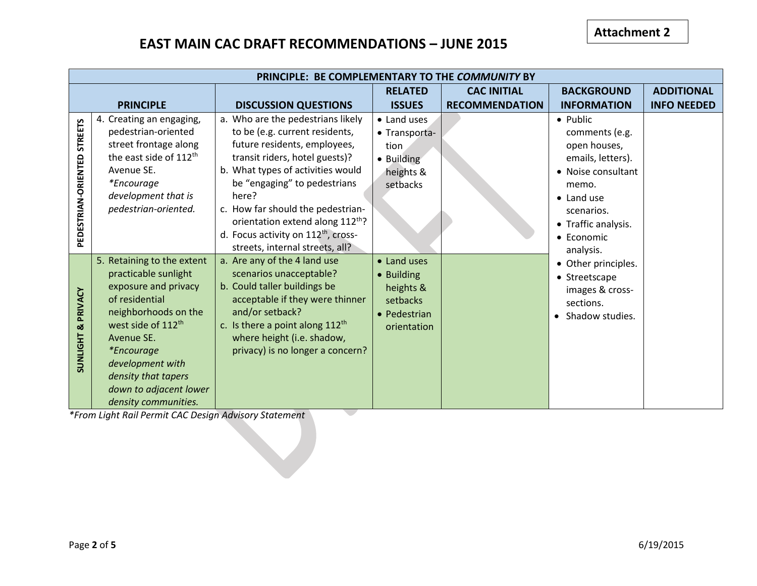Attachment 2

# EAST MAIN CAC DRAFT RECOMMENDATIONS – JUNE 2015

| PRINCIPLE: BE COMPLEMENTARY TO THE *COMMUNITY* BY | | | | | | |
|---|---|---|---|---|---|---|
| **PRINCIPLE** | | **DISCUSSION QUESTIONS** | **RELATED ISSUES** | **CAC INITIAL RECOMMENDATION** | **BACKGROUND INFORMATION** | **ADDITIONAL INFO NEEDED** |
| **PEDESTRIAN-ORIENTED STREETS** | 4. Creating an engaging, pedestrian-oriented street frontage along the east side of 112th Avenue SE. *\*Encourage development that is pedestrian-oriented.* | a. Who are the pedestrians likely to be (e.g. current residents, future residents, employees, transit riders, hotel guests)? b. What types of activities would be "engaging" to pedestrians here? c. How far should the pedestrian-orientation extend along 112th? d. Focus activity on 112th, cross-streets, internal streets, all? | • Land uses • Transportation • Building heights & setbacks | | • Public comments (e.g. open houses, emails, letters). • Noise consultant memo. • Land use scenarios. • Traffic analysis. • Economic analysis. • Other principles. • Streetscape images & cross-sections. • Shadow studies. | |
| **SUNLIGHT & PRIVACY** | 5. Retaining to the extent practicable sunlight exposure and privacy of residential neighborhoods on the west side of 112th Avenue SE. *\*Encourage development with density that tapers down to adjacent lower density communities.* | a. Are any of the 4 land use scenarios unacceptable? b. Could taller buildings be acceptable if they were thinner and/or setback? c. Is there a point along 112th where height (i.e. shadow, privacy) is no longer a concern? | • Land uses • Building heights & setbacks • Pedestrian orientation | | | |

*\*From Light Rail Permit CAC Design Advisory Statement*

6/19/2015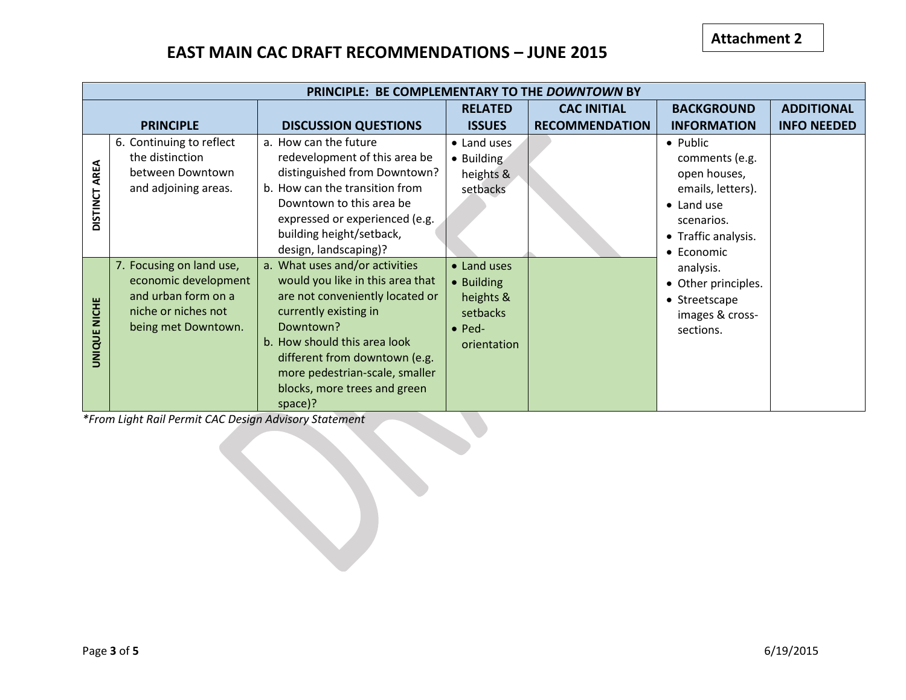**Attachment 2**

# EAST MAIN CAC DRAFT RECOMMENDATIONS – JUNE 2015

| PRINCIPLE: BE COMPLEMENTARY TO THE *DOWNTOWN* BY | | | | | | |
|---|---|---|---|---|---|---|
| | **PRINCIPLE** | **DISCUSSION QUESTIONS** | **RELATED ISSUES** | **CAC INITIAL RECOMMENDATION** | **BACKGROUND INFORMATION** | **ADDITIONAL INFO NEEDED** |
| **DISTINCT AREA** | 6. Continuing to reflect the distinction between Downtown and adjoining areas. | a. How can the future redevelopment of this area be distinguished from Downtown?<br>b. How can the transition from Downtown to this area be expressed or experienced (e.g. building height/setback, design, landscaping)? | • Land uses<br>• Building heights & setbacks | | • Public comments (e.g. open houses, emails, letters).<br>• Land use scenarios.<br>• Traffic analysis.<br>• Economic analysis.<br>• Other principles.<br>• Streetscape images & cross-sections. | |
| **UNIQUE NICHE** | 7. Focusing on land use, economic development and urban form on a niche or niches not being met Downtown. | a. What uses and/or activities would you like in this area that are not conveniently located or currently existing in Downtown?<br>b. How should this area look different from downtown (e.g. more pedestrian-scale, smaller blocks, more trees and green space)? | • Land uses<br>• Building heights & setbacks<br>• Ped-orientation | | | |

*From Light Rail Permit CAC Design Advisory Statement*

6/19/2015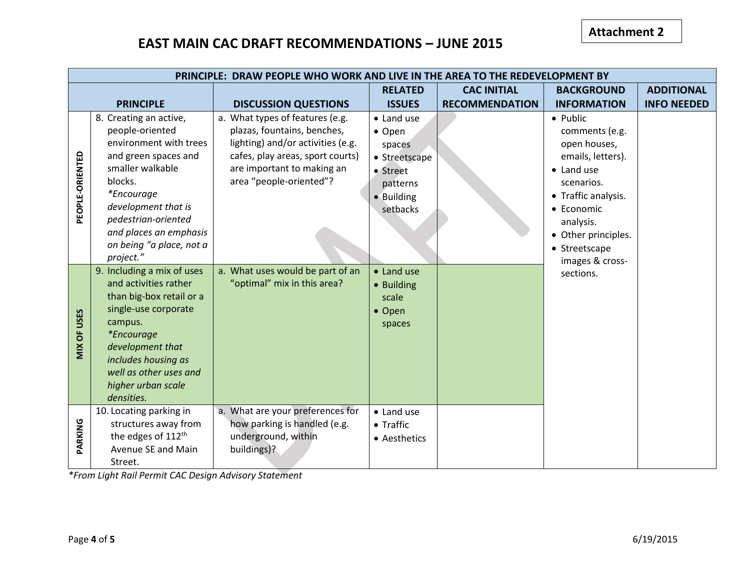Attachment 2

# EAST MAIN CAC DRAFT RECOMMENDATIONS – JUNE 2015

| PRINCIPLE: DRAW PEOPLE WHO WORK AND LIVE IN THE AREA TO THE REDEVELOPMENT BY | | | | | | |
|---|---|---|---|---|---|---|
| **PRINCIPLE** | | **DISCUSSION QUESTIONS** | **RELATED ISSUES** | **CAC INITIAL RECOMMENDATION** | **BACKGROUND INFORMATION** | **ADDITIONAL INFO NEEDED** |
| **PEOPLE-ORIENTED** | 8. Creating an active, people-oriented environment with trees and green spaces and smaller walkable blocks. *\*Encourage development that is pedestrian-oriented and places an emphasis on being "a place, not a project."* | a. What types of features (e.g. plazas, fountains, benches, lighting) and/or activities (e.g. cafes, play areas, sport courts) are important to making an area "people-oriented"? | • Land use<br>• Open spaces<br>• Streetscape<br>• Street patterns<br>• Building setbacks | | • Public comments (e.g. open houses, emails, letters).<br>• Land use scenarios.<br>• Traffic analysis.<br>• Economic analysis.<br>• Other principles.<br>• Streetscape images & cross-sections. | |
| **MIX OF USES** | 9. Including a mix of uses and activities rather than big-box retail or a single-use corporate campus. *\*Encourage development that includes housing as well as other uses and higher urban scale densities.* | a. What uses would be part of an "optimal" mix in this area? | • Land use<br>• Building scale<br>• Open spaces | | | |
| **PARKING** | 10. Locating parking in structures away from the edges of 112th Avenue SE and Main Street. | a. What are your preferences for how parking is handled (e.g. underground, within buildings)? | • Land use<br>• Traffic<br>• Aesthetics | | | |

*\*From Light Rail Permit CAC Design Advisory Statement*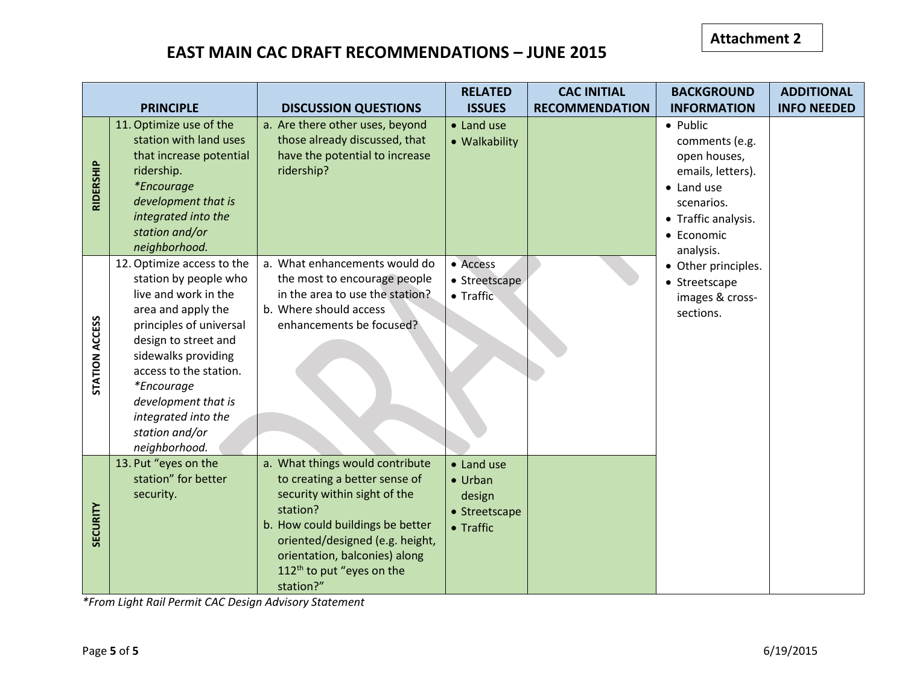Attachment 2

# EAST MAIN CAC DRAFT RECOMMENDATIONS – JUNE 2015

| PRINCIPLE | | DISCUSSION QUESTIONS | RELATED ISSUES | CAC INITIAL RECOMMENDATION | BACKGROUND INFORMATION | ADDITIONAL INFO NEEDED |
|---|---|---|---|---|---|---|
| RIDERSHIP | 11. Optimize use of the station with land uses that increase potential ridership. *\*Encourage development that is integrated into the station and/or neighborhood.* | a. Are there other uses, beyond those already discussed, that have the potential to increase ridership? | • Land use<br>• Walkability | | • Public comments (e.g. open houses, emails, letters).<br>• Land use scenarios.<br>• Traffic analysis.<br>• Economic analysis.<br>• Other principles.<br>• Streetscape images & cross-sections. | |
| STATION ACCESS | 12. Optimize access to the station by people who live and work in the area and apply the principles of universal design to street and sidewalks providing access to the station. *\*Encourage development that is integrated into the station and/or neighborhood.* | a. What enhancements would do the most to encourage people in the area to use the station?<br>b. Where should access enhancements be focused? | • Access<br>• Streetscape<br>• Traffic | | | |
| SECURITY | 13. Put "eyes on the station" for better security. | a. What things would contribute to creating a better sense of security within sight of the station?<br>b. How could buildings be better oriented/designed (e.g. height, orientation, balconies) along 112th to put "eyes on the station?" | • Land use<br>• Urban design<br>• Streetscape<br>• Traffic | | | |

*\*From Light Rail Permit CAC Design Advisory Statement*

6/19/2015